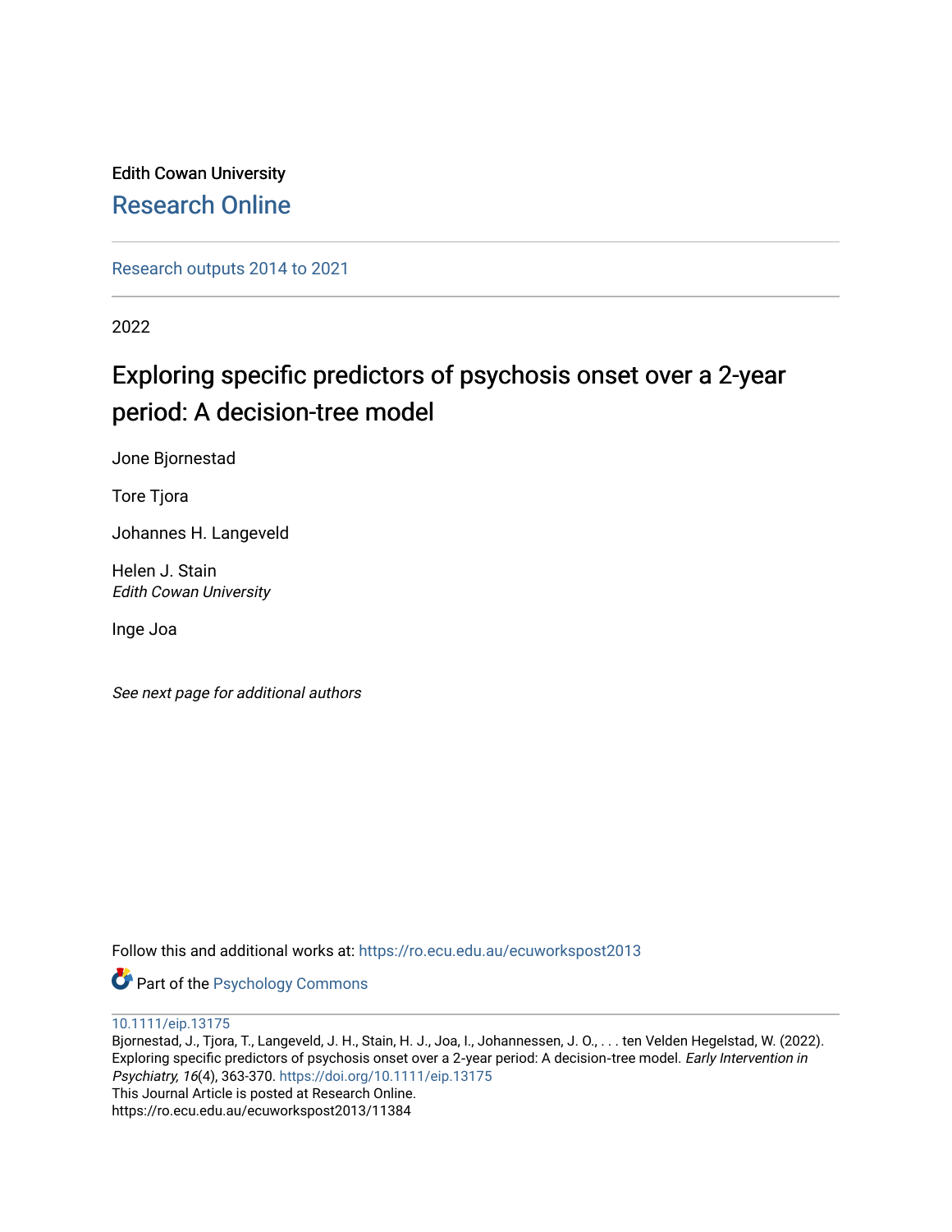Edith Cowan University

Research Online

Research outputs 2014 to 2021

2022

# Exploring specific predictors of psychosis onset over a 2-year period: A decision-tree model

Jone Bjornestad

Tore Tjora

Johannes H. Langeveld

Helen J. Stain
*Edith Cowan University*

Inge Joa

*See next page for additional authors*

Follow this and additional works at: https://ro.ecu.edu.au/ecuworkspost2013

Part of the Psychology Commons

10.1111/eip.13175
Bjornestad, J., Tjora, T., Langeveld, J. H., Stain, H. J., Joa, I., Johannessen, J. O., . . . ten Velden Hegelstad, W. (2022). Exploring specific predictors of psychosis onset over a 2-year period: A decision-tree model. *Early Intervention in Psychiatry, 16*(4), 363-370. https://doi.org/10.1111/eip.13175
This Journal Article is posted at Research Online.
https://ro.ecu.edu.au/ecuworkspost2013/11384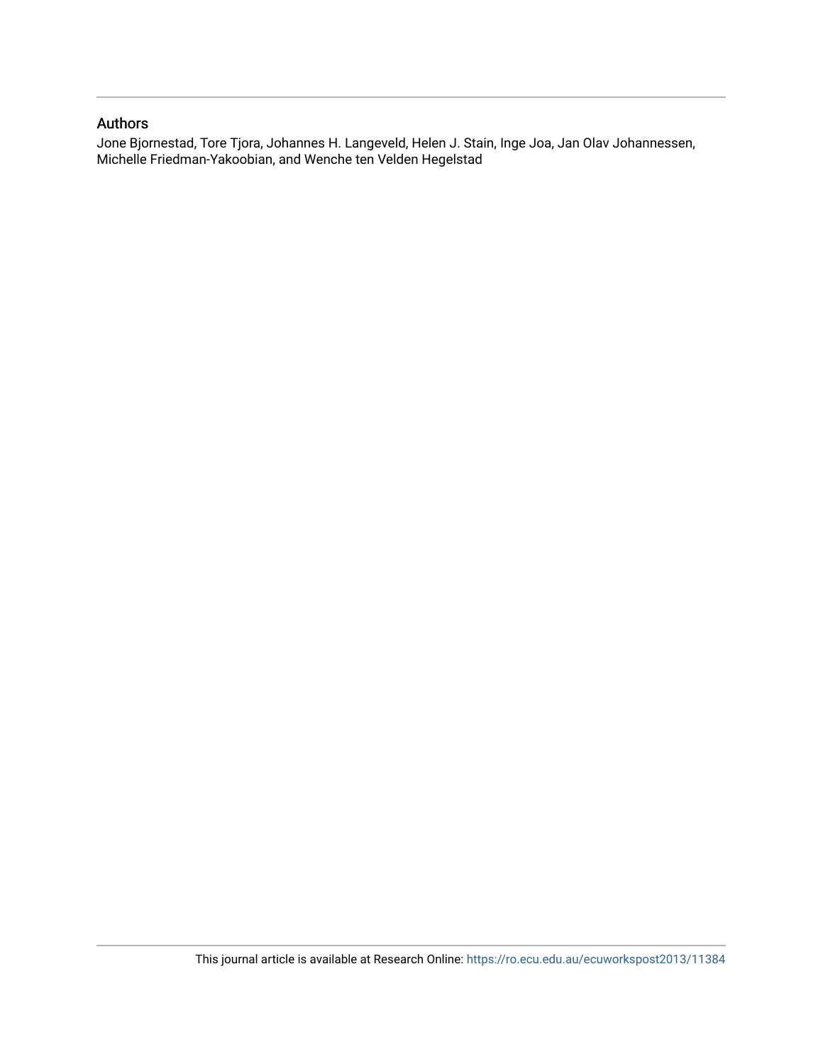## Authors

Jone Bjornestad, Tore Tjora, Johannes H. Langeveld, Helen J. Stain, Inge Joa, Jan Olav Johannessen, Michelle Friedman-Yakoobian, and Wenche ten Velden Hegelstad

This journal article is available at Research Online: https://ro.ecu.edu.au/ecuworkspost2013/11384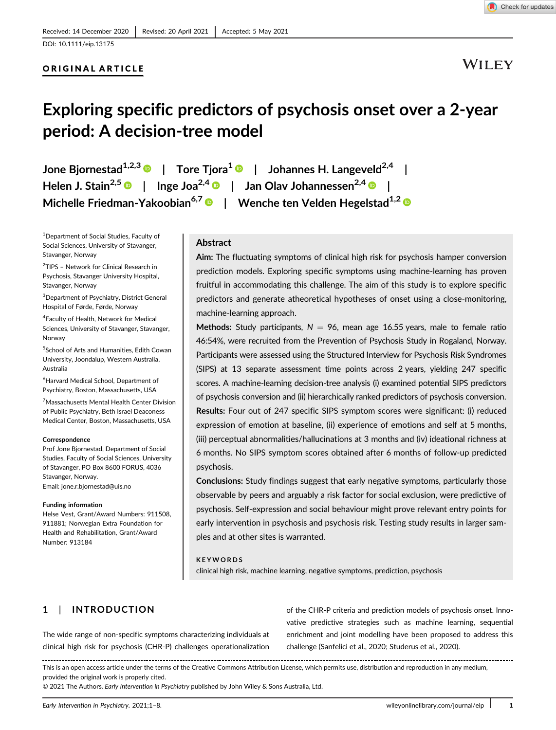Received: 14 December 2020 | Revised: 20 April 2021 | Accepted: 5 May 2021

DOI: 10.1111/eip.13175

**ORIGINAL ARTICLE**

# Exploring specific predictors of psychosis onset over a 2-year period: A decision-tree model

Jone Bjornestad[1,2,3] | Tore Tjora[1] | Johannes H. Langeveld[2,4] | Helen J. Stain[2,5] | Inge Joa[2,4] | Jan Olav Johannessen[2,4] | Michelle Friedman-Yakoobian[6,7] | Wenche ten Velden Hegelstad[1,2]

[1]Department of Social Studies, Faculty of Social Sciences, University of Stavanger, Stavanger, Norway

[2]TIPS – Network for Clinical Research in Psychosis, Stavanger University Hospital, Stavanger, Norway

[3]Department of Psychiatry, District General Hospital of Førde, Førde, Norway

[4]Faculty of Health, Network for Medical Sciences, University of Stavanger, Stavanger, Norway

[5]School of Arts and Humanities, Edith Cowan University, Joondalup, Western Australia, Australia

[6]Harvard Medical School, Department of Psychiatry, Boston, Massachusetts, USA

[7]Massachusetts Mental Health Center Division of Public Psychiatry, Beth Israel Deaconess Medical Center, Boston, Massachusetts, USA

**Correspondence**
Prof Jone Bjornestad, Department of Social Studies, Faculty of Social Sciences, University of Stavanger, PO Box 8600 FORUS, 4036 Stavanger, Norway.
Email: jone.r.bjornestad@uis.no

**Funding information**
Helse Vest, Grant/Award Numbers: 911508, 911881; Norwegian Extra Foundation for Health and Rehabilitation, Grant/Award Number: 913184

## Abstract

**Aim:** The fluctuating symptoms of clinical high risk for psychosis hamper conversion prediction models. Exploring specific symptoms using machine-learning has proven fruitful in accommodating this challenge. The aim of this study is to explore specific predictors and generate atheoretical hypotheses of onset using a close-monitoring, machine-learning approach.

**Methods:** Study participants, $N = 96$, mean age 16.55 years, male to female ratio 46:54%, were recruited from the Prevention of Psychosis Study in Rogaland, Norway. Participants were assessed using the Structured Interview for Psychosis Risk Syndromes (SIPS) at 13 separate assessment time points across 2 years, yielding 247 specific scores. A machine-learning decision-tree analysis (i) examined potential SIPS predictors of psychosis conversion and (ii) hierarchically ranked predictors of psychosis conversion.

**Results:** Four out of 247 specific SIPS symptom scores were significant: (i) reduced expression of emotion at baseline, (ii) experience of emotions and self at 5 months, (iii) perceptual abnormalities/hallucinations at 3 months and (iv) ideational richness at 6 months. No SIPS symptom scores obtained after 6 months of follow-up predicted psychosis.

**Conclusions:** Study findings suggest that early negative symptoms, particularly those observable by peers and arguably a risk factor for social exclusion, were predictive of psychosis. Self-expression and social behaviour might prove relevant entry points for early intervention in psychosis and psychosis risk. Testing study results in larger samples and at other sites is warranted.

**KEYWORDS**
clinical high risk, machine learning, negative symptoms, prediction, psychosis

## 1 | INTRODUCTION

The wide range of non-specific symptoms characterizing individuals at clinical high risk for psychosis (CHR-P) challenges operationalization of the CHR-P criteria and prediction models of psychosis onset. Innovative predictive strategies such as machine learning, sequential enrichment and joint modelling have been proposed to address this challenge (Sanfelici et al., 2020; Studerus et al., 2020).

This is an open access article under the terms of the Creative Commons Attribution License, which permits use, distribution and reproduction in any medium, provided the original work is properly cited.
© 2021 The Authors. *Early Intervention in Psychiatry* published by John Wiley & Sons Australia, Ltd.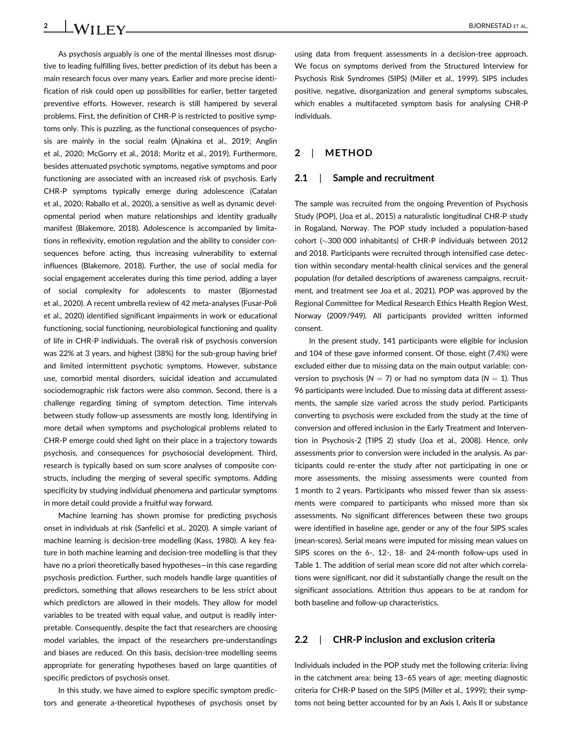As psychosis arguably is one of the mental illnesses most disruptive to leading fulfilling lives, better prediction of its debut has been a main research focus over many years. Earlier and more precise identification of risk could open up possibilities for earlier, better targeted preventive efforts. However, research is still hampered by several problems. First, the definition of CHR-P is restricted to positive symptoms only. This is puzzling, as the functional consequences of psychosis are mainly in the social realm (Ajnakina et al., 2019; Anglin et al., 2020; McGorry et al., 2018; Moritz et al., 2019). Furthermore, besides attenuated psychotic symptoms, negative symptoms and poor functioning are associated with an increased risk of psychosis. Early CHR-P symptoms typically emerge during adolescence (Catalan et al., 2020; Raballo et al., 2020), a sensitive as well as dynamic developmental period when mature relationships and identity gradually manifest (Blakemore, 2018). Adolescence is accompanied by limitations in reflexivity, emotion regulation and the ability to consider consequences before acting, thus increasing vulnerability to external influences (Blakemore, 2018). Further, the use of social media for social engagement accelerates during this time period, adding a layer of social complexity for adolescents to master (Bjornestad et al., 2020). A recent umbrella review of 42 meta-analyses (Fusar-Poli et al., 2020) identified significant impairments in work or educational functioning, social functioning, neurobiological functioning and quality of life in CHR-P individuals. The overall risk of psychosis conversion was 22% at 3 years, and highest (38%) for the sub-group having brief and limited intermittent psychotic symptoms. However, substance use, comorbid mental disorders, suicidal ideation and accumulated sociodemographic risk factors were also common. Second, there is a challenge regarding timing of symptom detection. Time intervals between study follow-up assessments are mostly long. Identifying in more detail when symptoms and psychological problems related to CHR-P emerge could shed light on their place in a trajectory towards psychosis, and consequences for psychosocial development. Third, research is typically based on sum score analyses of composite constructs, including the merging of several specific symptoms. Adding specificity by studying individual phenomena and particular symptoms in more detail could provide a fruitful way forward.

Machine learning has shown promise for predicting psychosis onset in individuals at risk (Sanfelici et al., 2020). A simple variant of machine learning is decision-tree modelling (Kass, 1980). A key feature in both machine learning and decision-tree modelling is that they have no a priori theoretically based hypotheses—in this case regarding psychosis prediction. Further, such models handle large quantities of predictors, something that allows researchers to be less strict about which predictors are allowed in their models. They allow for model variables to be treated with equal value, and output is readily interpretable. Consequently, despite the fact that researchers are choosing model variables, the impact of the researchers pre-understandings and biases are reduced. On this basis, decision-tree modelling seems appropriate for generating hypotheses based on large quantities of specific predictors of psychosis onset.

In this study, we have aimed to explore specific symptom predictors and generate a-theoretical hypotheses of psychosis onset by using data from frequent assessments in a decision-tree approach. We focus on symptoms derived from the Structured Interview for Psychosis Risk Syndromes (SIPS) (Miller et al., 1999). SIPS includes positive, negative, disorganization and general symptoms subscales, which enables a multifaceted symptom basis for analysing CHR-P individuals.

## 2 | METHOD

### 2.1 | Sample and recruitment

The sample was recruited from the ongoing Prevention of Psychosis Study (POP), (Joa et al., 2015) a naturalistic longitudinal CHR-P study in Rogaland, Norway. The POP study included a population-based cohort (~300 000 inhabitants) of CHR-P individuals between 2012 and 2018. Participants were recruited through intensified case detection within secondary mental-health clinical services and the general population (for detailed descriptions of awareness campaigns, recruitment, and treatment see Joa et al., 2021). POP was approved by the Regional Committee for Medical Research Ethics Health Region West, Norway (2009/949). All participants provided written informed consent.

In the present study, 141 participants were eligible for inclusion and 104 of these gave informed consent. Of those, eight (7.4%) were excluded either due to missing data on the main output variable: conversion to psychosis ($N = 7$) or had no symptom data ($N = 1$). Thus 96 participants were included. Due to missing data at different assessments, the sample size varied across the study period. Participants converting to psychosis were excluded from the study at the time of conversion and offered inclusion in the Early Treatment and Intervention in Psychosis-2 (TIPS 2) study (Joa et al., 2008). Hence, only assessments prior to conversion were included in the analysis. As participants could re-enter the study after not participating in one or more assessments, the missing assessments were counted from 1 month to 2 years. Participants who missed fewer than six assessments were compared to participants who missed more than six assessments. No significant differences between these two groups were identified in baseline age, gender or any of the four SIPS scales (mean-scores). Serial means were imputed for missing mean values on SIPS scores on the 6-, 12-, 18- and 24-month follow-ups used in Table 1. The addition of serial mean score did not alter which correlations were significant, nor did it substantially change the result on the significant associations. Attrition thus appears to be at random for both baseline and follow-up characteristics.

### 2.2 | CHR-P inclusion and exclusion criteria

Individuals included in the POP study met the following criteria: living in the catchment area; being 13–65 years of age; meeting diagnostic criteria for CHR-P based on the SIPS (Miller et al., 1999); their symptoms not being better accounted for by an Axis I, Axis II or substance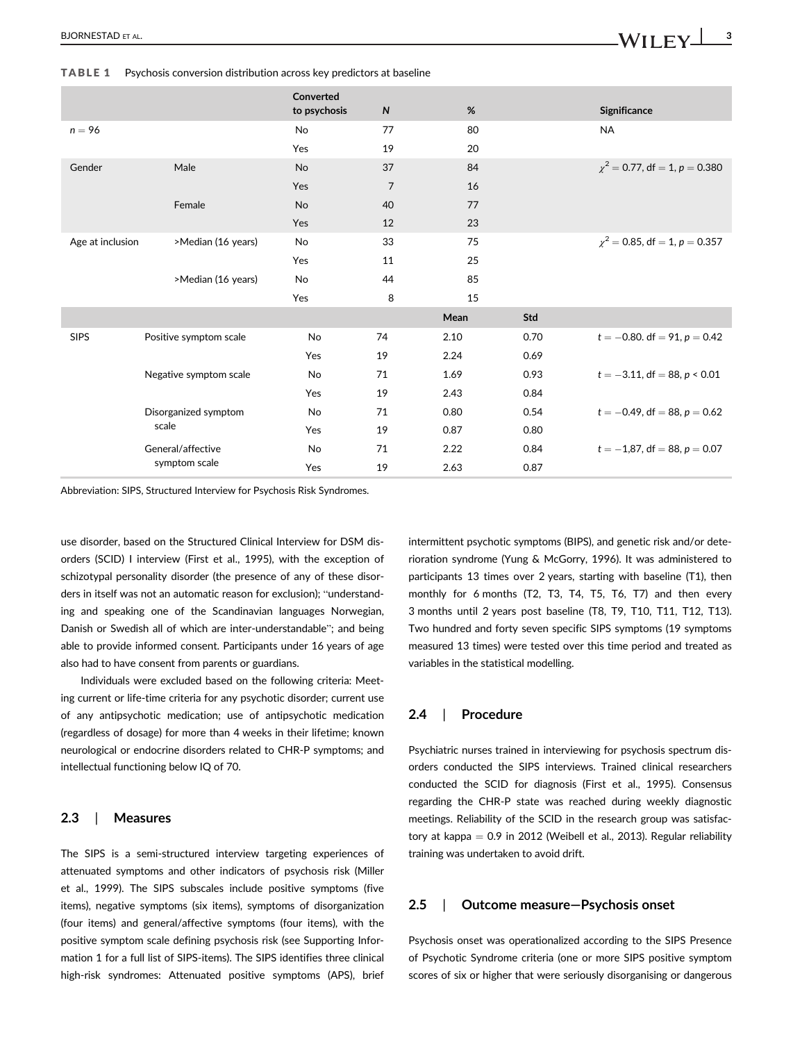**TABLE 1** Psychosis conversion distribution across key predictors at baseline

| | | Converted to psychosis | N | % | | Significance |
|---|---|---|---|---|---|---|
| $n = 96$ | | No | 77 | 80 | | NA |
| | | Yes | 19 | 20 | | |
| Gender | Male | No | 37 | 84 | | $\chi^2 = 0.77$, df = 1, $p = 0.380$ |
| | | Yes | 7 | 16 | | |
| | Female | No | 40 | 77 | | |
| | | Yes | 12 | 23 | | |
| Age at inclusion | >Median (16 years) | No | 33 | 75 | | $\chi^2 = 0.85$, df = 1, $p = 0.357$ |
| | | Yes | 11 | 25 | | |
| | >Median (16 years) | No | 44 | 85 | | |
| | | Yes | 8 | 15 | | |
| | | | | Mean | Std | |
| SIPS | Positive symptom scale | No | 74 | 2.10 | 0.70 | $t = -0.80$. df = 91, $p = 0.42$ |
| | | Yes | 19 | 2.24 | 0.69 | |
| | Negative symptom scale | No | 71 | 1.69 | 0.93 | $t = -3.11$, df = 88, $p < 0.01$ |
| | | Yes | 19 | 2.43 | 0.84 | |
| | Disorganized symptom scale | No | 71 | 0.80 | 0.54 | $t = -0.49$, df = 88, $p = 0.62$ |
| | | Yes | 19 | 0.87 | 0.80 | |
| | General/affective symptom scale | No | 71 | 2.22 | 0.84 | $t = -1,87$, df = 88, $p = 0.07$ |
| | | Yes | 19 | 2.63 | 0.87 | |

Abbreviation: SIPS, Structured Interview for Psychosis Risk Syndromes.

use disorder, based on the Structured Clinical Interview for DSM disorders (SCID) I interview (First et al., 1995), with the exception of schizotypal personality disorder (the presence of any of these disorders in itself was not an automatic reason for exclusion); "understanding and speaking one of the Scandinavian languages Norwegian, Danish or Swedish all of which are inter-understandable"; and being able to provide informed consent. Participants under 16 years of age also had to have consent from parents or guardians.

Individuals were excluded based on the following criteria: Meeting current or life-time criteria for any psychotic disorder; current use of any antipsychotic medication; use of antipsychotic medication (regardless of dosage) for more than 4 weeks in their lifetime; known neurological or endocrine disorders related to CHR-P symptoms; and intellectual functioning below IQ of 70.

## 2.3 | Measures

The SIPS is a semi-structured interview targeting experiences of attenuated symptoms and other indicators of psychosis risk (Miller et al., 1999). The SIPS subscales include positive symptoms (five items), negative symptoms (six items), symptoms of disorganization (four items) and general/affective symptoms (four items), with the positive symptom scale defining psychosis risk (see Supporting Information 1 for a full list of SIPS-items). The SIPS identifies three clinical high-risk syndromes: Attenuated positive symptoms (APS), brief intermittent psychotic symptoms (BIPS), and genetic risk and/or deterioration syndrome (Yung & McGorry, 1996). It was administered to participants 13 times over 2 years, starting with baseline (T1), then monthly for 6 months (T2, T3, T4, T5, T6, T7) and then every 3 months until 2 years post baseline (T8, T9, T10, T11, T12, T13). Two hundred and forty seven specific SIPS symptoms (19 symptoms measured 13 times) were tested over this time period and treated as variables in the statistical modelling.

## 2.4 | Procedure

Psychiatric nurses trained in interviewing for psychosis spectrum disorders conducted the SIPS interviews. Trained clinical researchers conducted the SCID for diagnosis (First et al., 1995). Consensus regarding the CHR-P state was reached during weekly diagnostic meetings. Reliability of the SCID in the research group was satisfactory at kappa = 0.9 in 2012 (Weibell et al., 2013). Regular reliability training was undertaken to avoid drift.

## 2.5 | Outcome measure—Psychosis onset

Psychosis onset was operationalized according to the SIPS Presence of Psychotic Syndrome criteria (one or more SIPS positive symptom scores of six or higher that were seriously disorganising or dangerous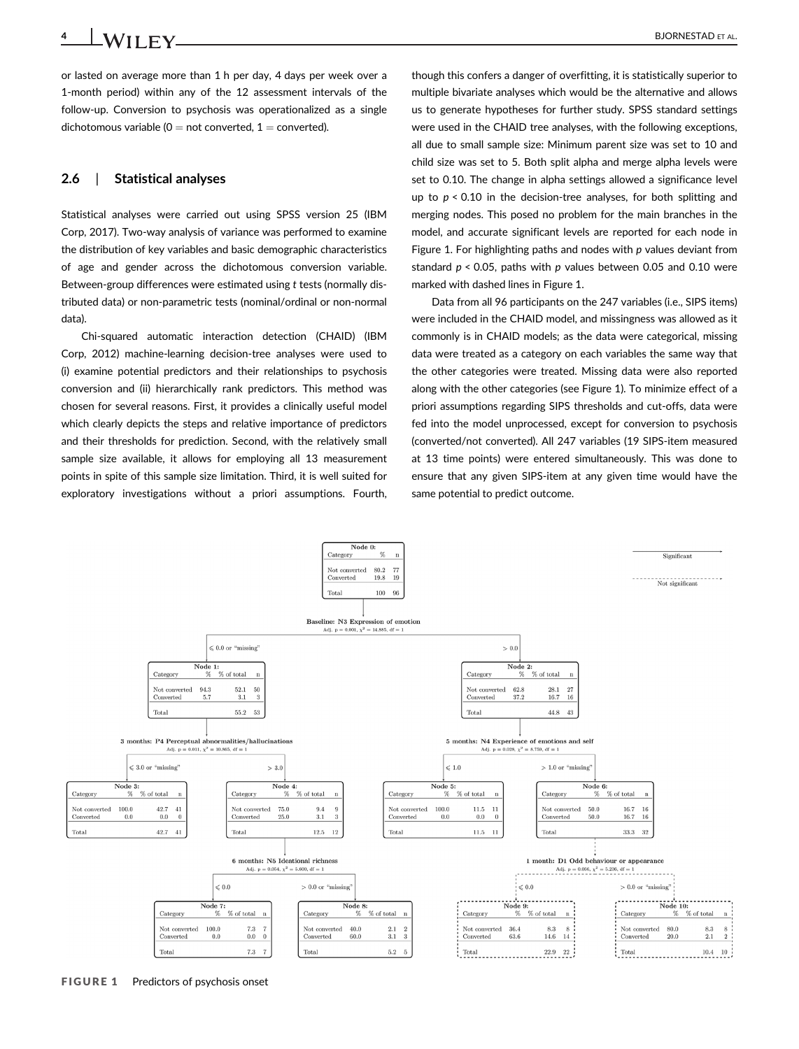or lasted on average more than 1 h per day, 4 days per week over a 1-month period) within any of the 12 assessment intervals of the follow-up. Conversion to psychosis was operationalized as a single dichotomous variable (0 = not converted, 1 = converted).

## 2.6 | Statistical analyses

Statistical analyses were carried out using SPSS version 25 (IBM Corp, 2017). Two-way analysis of variance was performed to examine the distribution of key variables and basic demographic characteristics of age and gender across the dichotomous conversion variable. Between-group differences were estimated using *t* tests (normally distributed data) or non-parametric tests (nominal/ordinal or non-normal data).

Chi-squared automatic interaction detection (CHAID) (IBM Corp, 2012) machine-learning decision-tree analyses were used to (i) examine potential predictors and their relationships to psychosis conversion and (ii) hierarchically rank predictors. This method was chosen for several reasons. First, it provides a clinically useful model which clearly depicts the steps and relative importance of predictors and their thresholds for prediction. Second, with the relatively small sample size available, it allows for employing all 13 measurement points in spite of this sample size limitation. Third, it is well suited for exploratory investigations without a priori assumptions. Fourth, though this confers a danger of overfitting, it is statistically superior to multiple bivariate analyses which would be the alternative and allows us to generate hypotheses for further study. SPSS standard settings were used in the CHAID tree analyses, with the following exceptions, all due to small sample size: Minimum parent size was set to 10 and child size was set to 5. Both split alpha and merge alpha levels were set to 0.10. The change in alpha settings allowed a significance level up to $p < 0.10$ in the decision-tree analyses, for both splitting and merging nodes. This posed no problem for the main branches in the model, and accurate significant levels are reported for each node in Figure 1. For highlighting paths and nodes with *p* values deviant from standard $p < 0.05$, paths with *p* values between 0.05 and 0.10 were marked with dashed lines in Figure 1.

Data from all 96 participants on the 247 variables (i.e., SIPS items) were included in the CHAID model, and missingness was allowed as it commonly is in CHAID models; as the data were categorical, missing data were treated as a category on each variables the same way that the other categories were treated. Missing data were also reported along with the other categories (see Figure 1). To minimize effect of a priori assumptions regarding SIPS thresholds and cut-offs, data were fed into the model unprocessed, except for conversion to psychosis (converted/not converted). All 247 variables (19 SIPS-item measured at 13 time points) were entered simultaneously. This was done to ensure that any given SIPS-item at any given time would have the same potential to predict outcome.

Legend: Significant (solid line); Not significant (dashed line)

**Node 0:**

| Category | % | n |
|---|---|---|
| Not converted | 80.2 | 77 |
| Converted | 19.8 | 19 |
| Total | 100 | 96 |

**Baseline: N3 Expression of emotion** — Adj. p = 0.001, $\chi^2$ = 14.885, df = 1

- ≤ 0.0 or "missing" → **Node 1**
- > 0.0 → **Node 2**

**Node 1:**

| Category | % | % of total | n |
|---|---|---|---|
| Not converted | 94.3 | 52.1 | 50 |
| Converted | 5.7 | 3.1 | 3 |
| Total | | 55.2 | 53 |

**Node 2:**

| Category | % | % of total | n |
|---|---|---|---|
| Not converted | 62.8 | 28.1 | 27 |
| Converted | 37.2 | 16.7 | 16 |
| Total | | 44.8 | 43 |

**3 months: P4 Perceptual abnormalities/hallucinations** (from Node 1) — Adj. p = 0.011, $\chi^2$ = 10.865, df = 1

- ≤ 3.0 or "missing" → **Node 3**
- > 3.0 → **Node 4**

**5 months: N4 Experience of emotions and self** (from Node 2) — Adj. p = 0.028, $\chi^2$ = 8.750, df = 1

- ≤ 1.0 → **Node 5**
- > 1.0 or "missing" → **Node 6**

**Node 3:**

| Category | % | % of total | n |
|---|---|---|---|
| Not converted | 100.0 | 42.7 | 41 |
| Converted | 0.0 | 0.0 | 0 |
| Total | | 42.7 | 41 |

**Node 4:**

| Category | % | % of total | n |
|---|---|---|---|
| Not converted | 75.0 | 9.4 | 9 |
| Converted | 25.0 | 3.1 | 3 |
| Total | | 12.5 | 12 |

**Node 5:**

| Category | % | % of total | n |
|---|---|---|---|
| Not converted | 100.0 | 11.5 | 11 |
| Converted | 0.0 | 0.0 | 0 |
| Total | | 11.5 | 11 |

**Node 6:**

| Category | % | % of total | n |
|---|---|---|---|
| Not converted | 50.0 | 16.7 | 16 |
| Converted | 50.0 | 16.7 | 16 |
| Total | | 33.3 | 32 |

**6 months: N5 Ideational richness** (from Node 4) — Adj. p = 0.054, $\chi^2$ = 5.600, df = 1

- ≤ 0.0 → **Node 7**
- > 0.0 or "missing" → **Node 8**

**1 month: D1 Odd behaviour or appearance** (from Node 6, not significant) — Adj. p = 0.066, $\chi^2$ = 5.236, df = 1

- ≤ 0.0 → **Node 9**
- > 0.0 or "missing" → **Node 10**

**Node 7:**

| Category | % | % of total | n |
|---|---|---|---|
| Not converted | 100.0 | 7.3 | 7 |
| Converted | 0.0 | 0.0 | 0 |
| Total | | 7.3 | 7 |

**Node 8:**

| Category | % | % of total | n |
|---|---|---|---|
| Not converted | 40.0 | 2.1 | 2 |
| Converted | 60.0 | 3.1 | 3 |
| Total | | 5.2 | 5 |

**Node 9:**

| Category | % | % of total | n |
|---|---|---|---|
| Not converted | 36.4 | 8.3 | 8 |
| Converted | 63.6 | 14.6 | 14 |
| Total | | 22.9 | 22 |

**Node 10:**

| Category | % | % of total | n |
|---|---|---|---|
| Not converted | 80.0 | 8.3 | 8 |
| Converted | 20.0 | 2.1 | 2 |
| Total | | 10.4 | 10 |

**FIGURE 1** Predictors of psychosis onset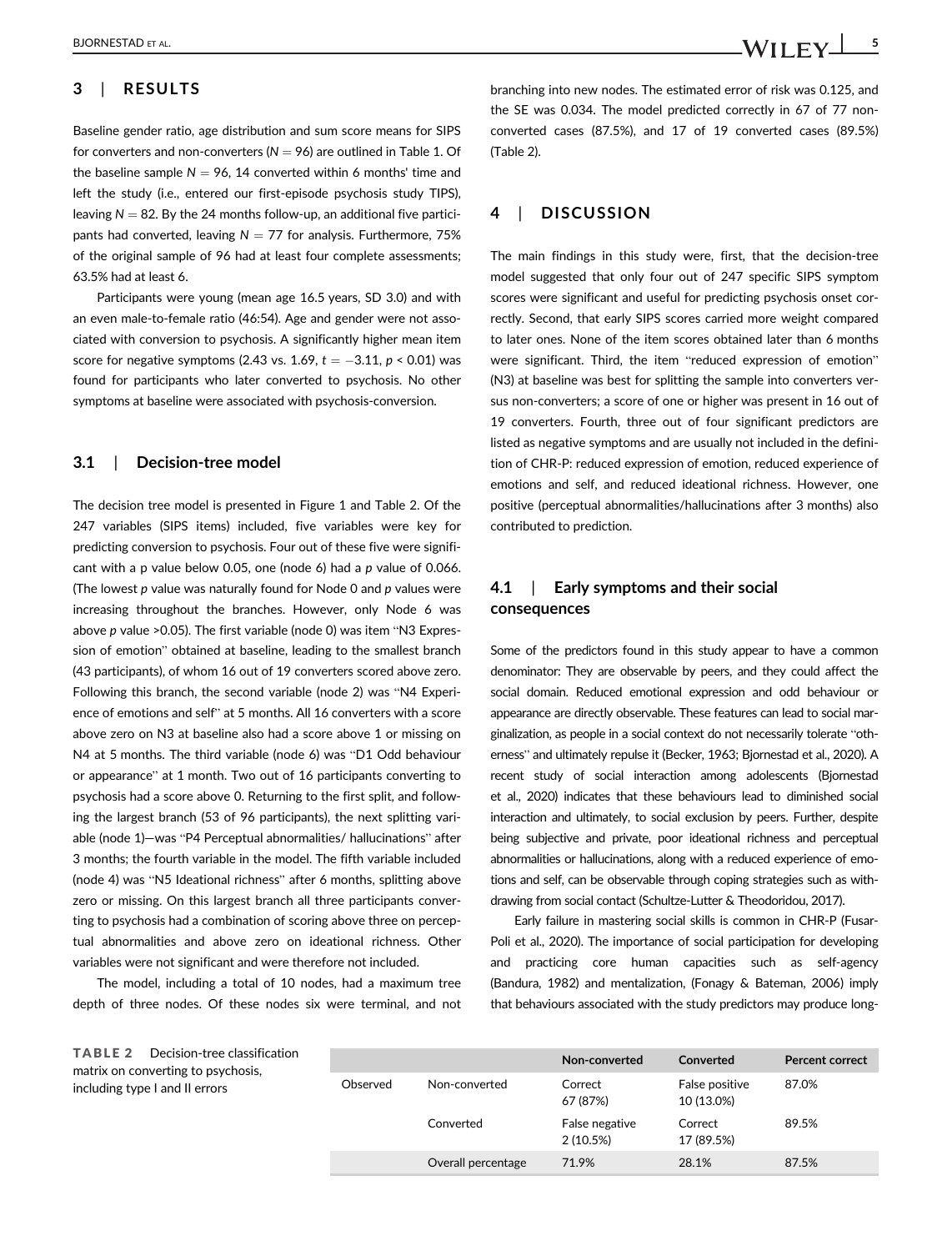## 3 | RESULTS

Baseline gender ratio, age distribution and sum score means for SIPS for converters and non-converters ($N = 96$) are outlined in Table 1. Of the baseline sample $N = 96$, 14 converted within 6 months' time and left the study (i.e., entered our first-episode psychosis study TIPS), leaving $N = 82$. By the 24 months follow-up, an additional five participants had converted, leaving $N = 77$ for analysis. Furthermore, 75% of the original sample of 96 had at least four complete assessments; 63.5% had at least 6.

Participants were young (mean age 16.5 years, SD 3.0) and with an even male-to-female ratio (46:54). Age and gender were not associated with conversion to psychosis. A significantly higher mean item score for negative symptoms (2.43 vs. 1.69, $t = -3.11$, $p < 0.01$) was found for participants who later converted to psychosis. No other symptoms at baseline were associated with psychosis-conversion.

### 3.1 | Decision-tree model

The decision tree model is presented in Figure 1 and Table 2. Of the 247 variables (SIPS items) included, five variables were key for predicting conversion to psychosis. Four out of these five were significant with a p value below 0.05, one (node 6) had a *p* value of 0.066. (The lowest *p* value was naturally found for Node 0 and *p* values were increasing throughout the branches. However, only Node 6 was above *p* value >0.05). The first variable (node 0) was item "N3 Expression of emotion" obtained at baseline, leading to the smallest branch (43 participants), of whom 16 out of 19 converters scored above zero. Following this branch, the second variable (node 2) was "N4 Experience of emotions and self" at 5 months. All 16 converters with a score above zero on N3 at baseline also had a score above 1 or missing on N4 at 5 months. The third variable (node 6) was "D1 Odd behaviour or appearance" at 1 month. Two out of 16 participants converting to psychosis had a score above 0. Returning to the first split, and following the largest branch (53 of 96 participants), the next splitting variable (node 1)—was "P4 Perceptual abnormalities/ hallucinations" after 3 months; the fourth variable in the model. The fifth variable included (node 4) was "N5 Ideational richness" after 6 months, splitting above zero or missing. On this largest branch all three participants converting to psychosis had a combination of scoring above three on perceptual abnormalities and above zero on ideational richness. Other variables were not significant and were therefore not included.

The model, including a total of 10 nodes, had a maximum tree depth of three nodes. Of these nodes six were terminal, and not branching into new nodes. The estimated error of risk was 0.125, and the SE was 0.034. The model predicted correctly in 67 of 77 non-converted cases (87.5%), and 17 of 19 converted cases (89.5%) (Table 2).

**TABLE 2** Decision-tree classification matrix on converting to psychosis, including type I and II errors

| | | Non-converted | Converted | Percent correct |
|---|---|---|---|---|
| Observed | Non-converted | Correct 67 (87%) | False positive 10 (13.0%) | 87.0% |
| | Converted | False negative 2 (10.5%) | Correct 17 (89.5%) | 89.5% |
| | Overall percentage | 71.9% | 28.1% | 87.5% |

## 4 | DISCUSSION

The main findings in this study were, first, that the decision-tree model suggested that only four out of 247 specific SIPS symptom scores were significant and useful for predicting psychosis onset correctly. Second, that early SIPS scores carried more weight compared to later ones. None of the item scores obtained later than 6 months were significant. Third, the item "reduced expression of emotion" (N3) at baseline was best for splitting the sample into converters versus non-converters; a score of one or higher was present in 16 out of 19 converters. Fourth, three out of four significant predictors are listed as negative symptoms and are usually not included in the definition of CHR-P: reduced expression of emotion, reduced experience of emotions and self, and reduced ideational richness. However, one positive (perceptual abnormalities/hallucinations after 3 months) also contributed to prediction.

### 4.1 | Early symptoms and their social consequences

Some of the predictors found in this study appear to have a common denominator: They are observable by peers, and they could affect the social domain. Reduced emotional expression and odd behaviour or appearance are directly observable. These features can lead to social marginalization, as people in a social context do not necessarily tolerate "otherness" and ultimately repulse it (Becker, 1963; Bjornestad et al., 2020). A recent study of social interaction among adolescents (Bjornestad et al., 2020) indicates that these behaviours lead to diminished social interaction and ultimately, to social exclusion by peers. Further, despite being subjective and private, poor ideational richness and perceptual abnormalities or hallucinations, along with a reduced experience of emotions and self, can be observable through coping strategies such as withdrawing from social contact (Schultze-Lutter & Theodoridou, 2017).

Early failure in mastering social skills is common in CHR-P (Fusar-Poli et al., 2020). The importance of social participation for developing and practicing core human capacities such as self-agency (Bandura, 1982) and mentalization, (Fonagy & Bateman, 2006) imply that behaviours associated with the study predictors may produce long-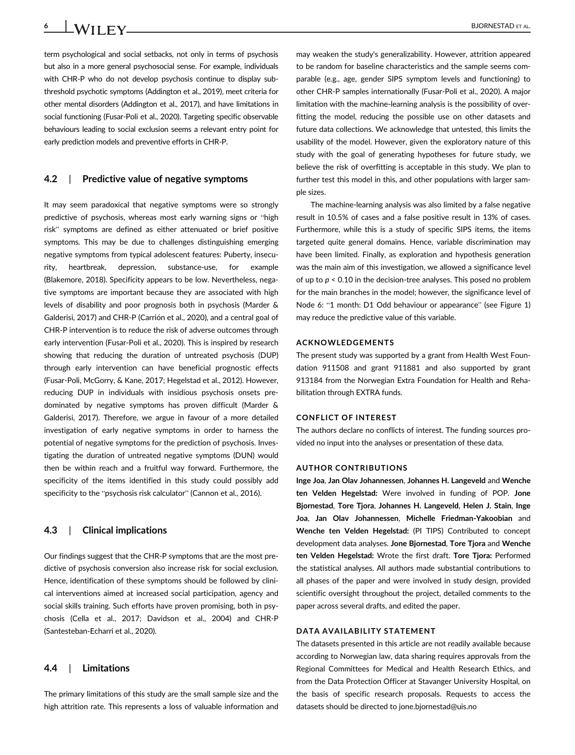term psychological and social setbacks, not only in terms of psychosis but also in a more general psychosocial sense. For example, individuals with CHR-P who do not develop psychosis continue to display subthreshold psychotic symptoms (Addington et al., 2019), meet criteria for other mental disorders (Addington et al., 2017), and have limitations in social functioning (Fusar-Poli et al., 2020). Targeting specific observable behaviours leading to social exclusion seems a relevant entry point for early prediction models and preventive efforts in CHR-P.

### 4.2 | Predictive value of negative symptoms

It may seem paradoxical that negative symptoms were so strongly predictive of psychosis, whereas most early warning signs or "high risk" symptoms are defined as either attenuated or brief positive symptoms. This may be due to challenges distinguishing emerging negative symptoms from typical adolescent features: Puberty, insecurity, heartbreak, depression, substance-use, for example (Blakemore, 2018). Specificity appears to be low. Nevertheless, negative symptoms are important because they are associated with high levels of disability and poor prognosis both in psychosis (Marder & Galderisi, 2017) and CHR-P (Carrión et al., 2020), and a central goal of CHR-P intervention is to reduce the risk of adverse outcomes through early intervention (Fusar-Poli et al., 2020). This is inspired by research showing that reducing the duration of untreated psychosis (DUP) through early intervention can have beneficial prognostic effects (Fusar-Poli, McGorry, & Kane, 2017; Hegelstad et al., 2012). However, reducing DUP in individuals with insidious psychosis onsets predominated by negative symptoms has proven difficult (Marder & Galderisi, 2017). Therefore, we argue in favour of a more detailed investigation of early negative symptoms in order to harness the potential of negative symptoms for the prediction of psychosis. Investigating the duration of untreated negative symptoms (DUN) would then be within reach and a fruitful way forward. Furthermore, the specificity of the items identified in this study could possibly add specificity to the "psychosis risk calculator" (Cannon et al., 2016).

### 4.3 | Clinical implications

Our findings suggest that the CHR-P symptoms that are the most predictive of psychosis conversion also increase risk for social exclusion. Hence, identification of these symptoms should be followed by clinical interventions aimed at increased social participation, agency and social skills training. Such efforts have proven promising, both in psychosis (Cella et al., 2017; Davidson et al., 2004) and CHR-P (Santesteban-Echarri et al., 2020).

### 4.4 | Limitations

The primary limitations of this study are the small sample size and the high attrition rate. This represents a loss of valuable information and may weaken the study's generalizability. However, attrition appeared to be random for baseline characteristics and the sample seems comparable (e.g., age, gender SIPS symptom levels and functioning) to other CHR-P samples internationally (Fusar-Poli et al., 2020). A major limitation with the machine-learning analysis is the possibility of overfitting the model, reducing the possible use on other datasets and future data collections. We acknowledge that untested, this limits the usability of the model. However, given the exploratory nature of this study with the goal of generating hypotheses for future study, we believe the risk of overfitting is acceptable in this study. We plan to further test this model in this, and other populations with larger sample sizes.

The machine-learning analysis was also limited by a false negative result in 10.5% of cases and a false positive result in 13% of cases. Furthermore, while this is a study of specific SIPS items, the items targeted quite general domains. Hence, variable discrimination may have been limited. Finally, as exploration and hypothesis generation was the main aim of this investigation, we allowed a significance level of up to $p < 0.10$ in the decision-tree analyses. This posed no problem for the main branches in the model; however, the significance level of Node 6: "1 month: D1 Odd behaviour or appearance" (see Figure 1) may reduce the predictive value of this variable.

## ACKNOWLEDGEMENTS

The present study was supported by a grant from Health West Foundation 911508 and grant 911881 and also supported by grant 913184 from the Norwegian Extra Foundation for Health and Rehabilitation through EXTRA funds.

## CONFLICT OF INTEREST

The authors declare no conflicts of interest. The funding sources provided no input into the analyses or presentation of these data.

## AUTHOR CONTRIBUTIONS

**Inge Joa**, **Jan Olav Johannessen**, **Johannes H. Langeveld** and **Wenche ten Velden Hegelstad:** Were involved in funding of POP. **Jone Bjornestad**, **Tore Tjora**, **Johannes H. Langeveld**, **Helen J. Stain**, **Inge Joa**, **Jan Olav Johannessen**, **Michelle Friedman-Yakoobian** and **Wenche ten Velden Hegelstad:** (PI TIPS) Contributed to concept development data analyses. **Jone Bjornestad**, **Tore Tjora** and **Wenche ten Velden Hegelstad:** Wrote the first draft. **Tore Tjora:** Performed the statistical analyses. All authors made substantial contributions to all phases of the paper and were involved in study design, provided scientific oversight throughout the project, detailed comments to the paper across several drafts, and edited the paper.

## DATA AVAILABILITY STATEMENT

The datasets presented in this article are not readily available because according to Norwegian law, data sharing requires approvals from the Regional Committees for Medical and Health Research Ethics, and from the Data Protection Officer at Stavanger University Hospital, on the basis of specific research proposals. Requests to access the datasets should be directed to jone.bjornestad@uis.no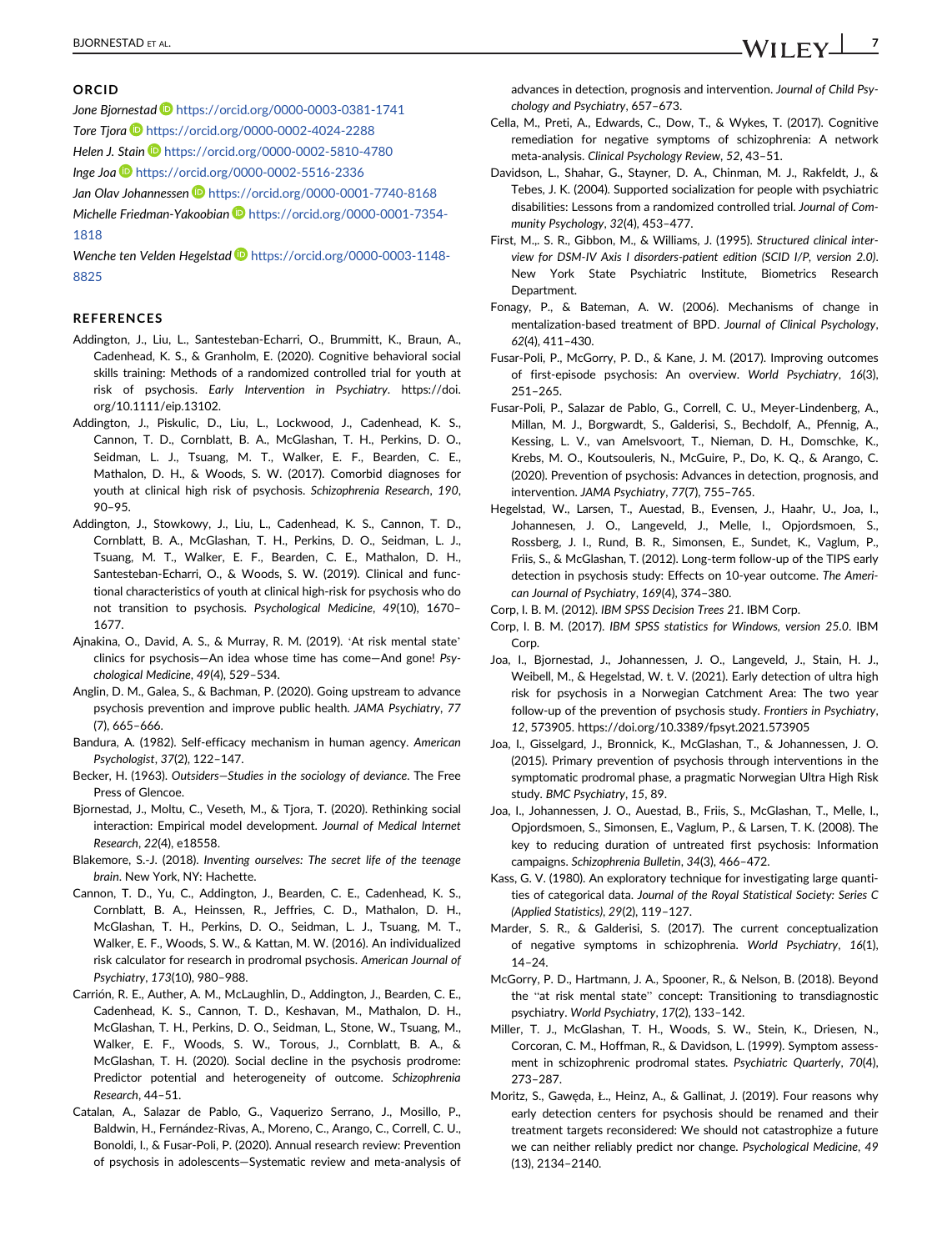## ORCID

*Jone Bjornestad* https://orcid.org/0000-0003-0381-1741

*Tore Tjora* https://orcid.org/0000-0002-4024-2288

*Helen J. Stain* https://orcid.org/0000-0002-5810-4780

*Inge Joa* https://orcid.org/0000-0002-5516-2336

*Jan Olav Johannessen* https://orcid.org/0000-0001-7740-8168

*Michelle Friedman-Yakoobian* https://orcid.org/0000-0001-7354-1818

*Wenche ten Velden Hegelstad* https://orcid.org/0000-0003-1148-8825

## REFERENCES

Addington, J., Liu, L., Santesteban-Echarri, O., Brummitt, K., Braun, A., Cadenhead, K. S., & Granholm, E. (2020). Cognitive behavioral social skills training: Methods of a randomized controlled trial for youth at risk of psychosis. *Early Intervention in Psychiatry*. https://doi.org/10.1111/eip.13102.

Addington, J., Piskulic, D., Liu, L., Lockwood, J., Cadenhead, K. S., Cannon, T. D., Cornblatt, B. A., McGlashan, T. H., Perkins, D. O., Seidman, L. J., Tsuang, M. T., Walker, E. F., Bearden, C. E., Mathalon, D. H., & Woods, S. W. (2017). Comorbid diagnoses for youth at clinical high risk of psychosis. *Schizophrenia Research*, *190*, 90–95.

Addington, J., Stowkowy, J., Liu, L., Cadenhead, K. S., Cannon, T. D., Cornblatt, B. A., McGlashan, T. H., Perkins, D. O., Seidman, L. J., Tsuang, M. T., Walker, E. F., Bearden, C. E., Mathalon, D. H., Santesteban-Echarri, O., & Woods, S. W. (2019). Clinical and functional characteristics of youth at clinical high-risk for psychosis who do not transition to psychosis. *Psychological Medicine*, *49*(10), 1670–1677.

Ajnakina, O., David, A. S., & Murray, R. M. (2019). 'At risk mental state' clinics for psychosis—An idea whose time has come—And gone! *Psychological Medicine*, *49*(4), 529–534.

Anglin, D. M., Galea, S., & Bachman, P. (2020). Going upstream to advance psychosis prevention and improve public health. *JAMA Psychiatry*, *77* (7), 665–666.

Bandura, A. (1982). Self-efficacy mechanism in human agency. *American Psychologist*, *37*(2), 122–147.

Becker, H. (1963). *Outsiders—Studies in the sociology of deviance*. The Free Press of Glencoe.

Bjornestad, J., Moltu, C., Veseth, M., & Tjora, T. (2020). Rethinking social interaction: Empirical model development. *Journal of Medical Internet Research*, *22*(4), e18558.

Blakemore, S.-J. (2018). *Inventing ourselves: The secret life of the teenage brain*. New York, NY: Hachette.

Cannon, T. D., Yu, C., Addington, J., Bearden, C. E., Cadenhead, K. S., Cornblatt, B. A., Heinssen, R., Jeffries, C. D., Mathalon, D. H., McGlashan, T. H., Perkins, D. O., Seidman, L. J., Tsuang, M. T., Walker, E. F., Woods, S. W., & Kattan, M. W. (2016). An individualized risk calculator for research in prodromal psychosis. *American Journal of Psychiatry*, *173*(10), 980–988.

Carrión, R. E., Auther, A. M., McLaughlin, D., Addington, J., Bearden, C. E., Cadenhead, K. S., Cannon, T. D., Keshavan, M., Mathalon, D. H., McGlashan, T. H., Perkins, D. O., Seidman, L., Stone, W., Tsuang, M., Walker, E. F., Woods, S. W., Torous, J., Cornblatt, B. A., & McGlashan, T. H. (2020). Social decline in the psychosis prodrome: Predictor potential and heterogeneity of outcome. *Schizophrenia Research*, 44–51.

Catalan, A., Salazar de Pablo, G., Vaquerizo Serrano, J., Mosillo, P., Baldwin, H., Fernández-Rivas, A., Moreno, C., Arango, C., Correll, C. U., Bonoldi, I., & Fusar-Poli, P. (2020). Annual research review: Prevention of psychosis in adolescents—Systematic review and meta-analysis of advances in detection, prognosis and intervention. *Journal of Child Psychology and Psychiatry*, 657–673.

Cella, M., Preti, A., Edwards, C., Dow, T., & Wykes, T. (2017). Cognitive remediation for negative symptoms of schizophrenia: A network meta-analysis. *Clinical Psychology Review*, *52*, 43–51.

Davidson, L., Shahar, G., Stayner, D. A., Chinman, M. J., Rakfeldt, J., & Tebes, J. K. (2004). Supported socialization for people with psychiatric disabilities: Lessons from a randomized controlled trial. *Journal of Community Psychology*, *32*(4), 453–477.

First, M.,. S. R., Gibbon, M., & Williams, J. (1995). *Structured clinical interview for DSM-IV Axis I disorders-patient edition (SCID I/P, version 2.0)*. New York State Psychiatric Institute, Biometrics Research Department.

Fonagy, P., & Bateman, A. W. (2006). Mechanisms of change in mentalization-based treatment of BPD. *Journal of Clinical Psychology*, *62*(4), 411–430.

Fusar-Poli, P., McGorry, P. D., & Kane, J. M. (2017). Improving outcomes of first-episode psychosis: An overview. *World Psychiatry*, *16*(3), 251–265.

Fusar-Poli, P., Salazar de Pablo, G., Correll, C. U., Meyer-Lindenberg, A., Millan, M. J., Borgwardt, S., Galderisi, S., Bechdolf, A., Pfennig, A., Kessing, L. V., van Amelsvoort, T., Nieman, D. H., Domschke, K., Krebs, M. O., Koutsouleris, N., McGuire, P., Do, K. Q., & Arango, C. (2020). Prevention of psychosis: Advances in detection, prognosis, and intervention. *JAMA Psychiatry*, *77*(7), 755–765.

Hegelstad, W., Larsen, T., Auestad, B., Evensen, J., Haahr, U., Joa, I., Johannesen, J. O., Langeveld, J., Melle, I., Opjordsmoen, S., Rossberg, J. I., Rund, B. R., Simonsen, E., Sundet, K., Vaglum, P., Friis, S., & McGlashan, T. (2012). Long-term follow-up of the TIPS early detection in psychosis study: Effects on 10-year outcome. *The American Journal of Psychiatry*, *169*(4), 374–380.

Corp, I. B. M. (2012). *IBM SPSS Decision Trees 21*. IBM Corp.

Corp, I. B. M. (2017). *IBM SPSS statistics for Windows, version 25.0*. IBM Corp.

Joa, I., Bjornestad, J., Johannessen, J. O., Langeveld, J., Stain, H. J., Weibell, M., & Hegelstad, W. t. V. (2021). Early detection of ultra high risk for psychosis in a Norwegian Catchment Area: The two year follow-up of the prevention of psychosis study. *Frontiers in Psychiatry*, *12*, 573905. https://doi.org/10.3389/fpsyt.2021.573905

Joa, I., Gisselgard, J., Bronnick, K., McGlashan, T., & Johannessen, J. O. (2015). Primary prevention of psychosis through interventions in the symptomatic prodromal phase, a pragmatic Norwegian Ultra High Risk study. *BMC Psychiatry*, *15*, 89.

Joa, I., Johannessen, J. O., Auestad, B., Friis, S., McGlashan, T., Melle, I., Opjordsmoen, S., Simonsen, E., Vaglum, P., & Larsen, T. K. (2008). The key to reducing duration of untreated first psychosis: Information campaigns. *Schizophrenia Bulletin*, *34*(3), 466–472.

Kass, G. V. (1980). An exploratory technique for investigating large quantities of categorical data. *Journal of the Royal Statistical Society: Series C (Applied Statistics)*, *29*(2), 119–127.

Marder, S. R., & Galderisi, S. (2017). The current conceptualization of negative symptoms in schizophrenia. *World Psychiatry*, *16*(1), 14–24.

McGorry, P. D., Hartmann, J. A., Spooner, R., & Nelson, B. (2018). Beyond the "at risk mental state" concept: Transitioning to transdiagnostic psychiatry. *World Psychiatry*, *17*(2), 133–142.

Miller, T. J., McGlashan, T. H., Woods, S. W., Stein, K., Driesen, N., Corcoran, C. M., Hoffman, R., & Davidson, L. (1999). Symptom assessment in schizophrenic prodromal states. *Psychiatric Quarterly*, *70*(4), 273–287.

Moritz, S., Gawęda, Ł., Heinz, A., & Gallinat, J. (2019). Four reasons why early detection centers for psychosis should be renamed and their treatment targets reconsidered: We should not catastrophize a future we can neither reliably predict nor change. *Psychological Medicine*, *49* (13), 2134–2140.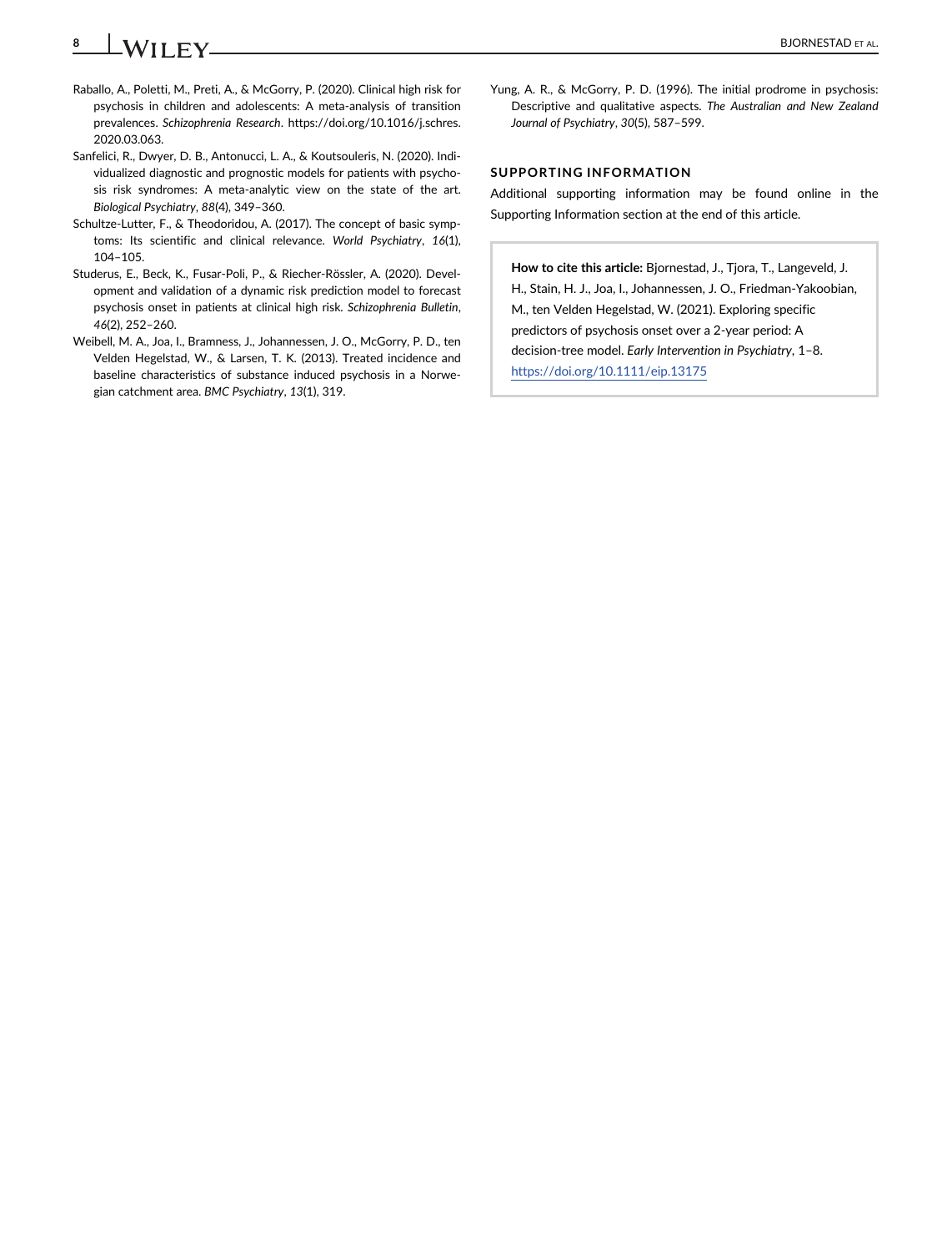Raballo, A., Poletti, M., Preti, A., & McGorry, P. (2020). Clinical high risk for psychosis in children and adolescents: A meta-analysis of transition prevalences. *Schizophrenia Research*. https://doi.org/10.1016/j.schres.2020.03.063.

Sanfelici, R., Dwyer, D. B., Antonucci, L. A., & Koutsouleris, N. (2020). Individualized diagnostic and prognostic models for patients with psychosis risk syndromes: A meta-analytic view on the state of the art. *Biological Psychiatry*, *88*(4), 349–360.

Schultze-Lutter, F., & Theodoridou, A. (2017). The concept of basic symptoms: Its scientific and clinical relevance. *World Psychiatry*, *16*(1), 104–105.

Studerus, E., Beck, K., Fusar-Poli, P., & Riecher-Rössler, A. (2020). Development and validation of a dynamic risk prediction model to forecast psychosis onset in patients at clinical high risk. *Schizophrenia Bulletin*, *46*(2), 252–260.

Weibell, M. A., Joa, I., Bramness, J., Johannessen, J. O., McGorry, P. D., ten Velden Hegelstad, W., & Larsen, T. K. (2013). Treated incidence and baseline characteristics of substance induced psychosis in a Norwegian catchment area. *BMC Psychiatry*, *13*(1), 319.

Yung, A. R., & McGorry, P. D. (1996). The initial prodrome in psychosis: Descriptive and qualitative aspects. *The Australian and New Zealand Journal of Psychiatry*, *30*(5), 587–599.

## SUPPORTING INFORMATION

Additional supporting information may be found online in the Supporting Information section at the end of this article.

**How to cite this article:** Bjornestad, J., Tjora, T., Langeveld, J. H., Stain, H. J., Joa, I., Johannessen, J. O., Friedman-Yakoobian, M., ten Velden Hegelstad, W. (2021). Exploring specific predictors of psychosis onset over a 2-year period: A decision-tree model. *Early Intervention in Psychiatry*, 1–8. https://doi.org/10.1111/eip.13175